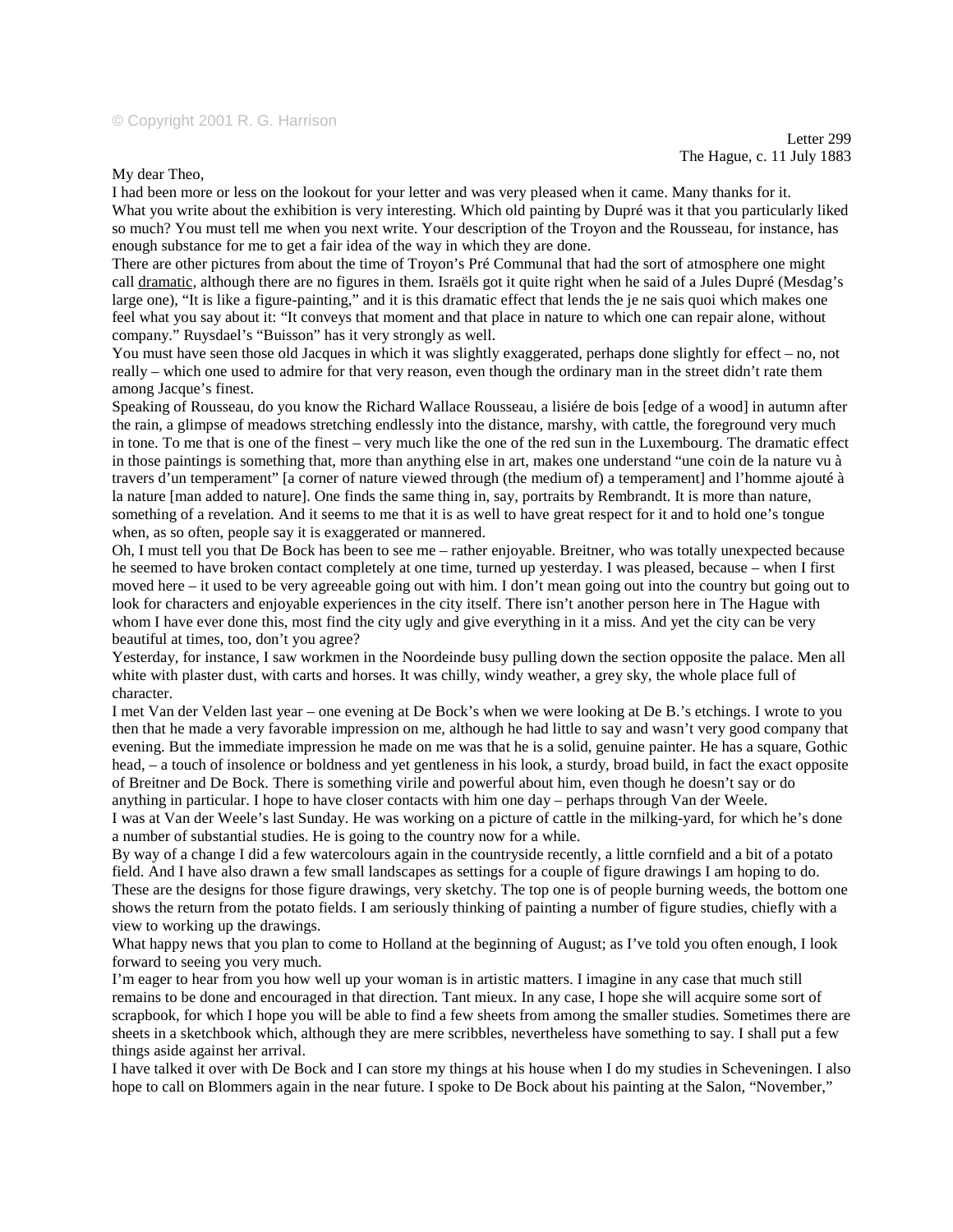© Copyright 2001 R. G. Harrison

Letter 299
The Hague, c. 11 July 1883

My dear Theo,

I had been more or less on the lookout for your letter and was very pleased when it came. Many thanks for it.
What you write about the exhibition is very interesting. Which old painting by Dupré was it that you particularly liked so much? You must tell me when you next write. Your description of the Troyon and the Rousseau, for instance, has enough substance for me to get a fair idea of the way in which they are done.

There are other pictures from about the time of Troyon's Pré Communal that had the sort of atmosphere one might call dramatic, although there are no figures in them. Israëls got it quite right when he said of a Jules Dupré (Mesdag's large one), "It is like a figure-painting," and it is this dramatic effect that lends the je ne sais quoi which makes one feel what you say about it: "It conveys that moment and that place in nature to which one can repair alone, without company." Ruysdael's "Buisson" has it very strongly as well.

You must have seen those old Jacques in which it was slightly exaggerated, perhaps done slightly for effect – no, not really – which one used to admire for that very reason, even though the ordinary man in the street didn't rate them among Jacque's finest.

Speaking of Rousseau, do you know the Richard Wallace Rousseau, a lisiére de bois [edge of a wood] in autumn after the rain, a glimpse of meadows stretching endlessly into the distance, marshy, with cattle, the foreground very much in tone. To me that is one of the finest – very much like the one of the red sun in the Luxembourg. The dramatic effect in those paintings is something that, more than anything else in art, makes one understand "une coin de la nature vu à travers d'un temperament" [a corner of nature viewed through (the medium of) a temperament] and l'homme ajouté à la nature [man added to nature]. One finds the same thing in, say, portraits by Rembrandt. It is more than nature, something of a revelation. And it seems to me that it is as well to have great respect for it and to hold one's tongue when, as so often, people say it is exaggerated or mannered.

Oh, I must tell you that De Bock has been to see me – rather enjoyable. Breitner, who was totally unexpected because he seemed to have broken contact completely at one time, turned up yesterday. I was pleased, because – when I first moved here – it used to be very agreeable going out with him. I don't mean going out into the country but going out to look for characters and enjoyable experiences in the city itself. There isn't another person here in The Hague with whom I have ever done this, most find the city ugly and give everything in it a miss. And yet the city can be very beautiful at times, too, don't you agree?

Yesterday, for instance, I saw workmen in the Noordeinde busy pulling down the section opposite the palace. Men all white with plaster dust, with carts and horses. It was chilly, windy weather, a grey sky, the whole place full of character.

I met Van der Velden last year – one evening at De Bock's when we were looking at De B.'s etchings. I wrote to you then that he made a very favorable impression on me, although he had little to say and wasn't very good company that evening. But the immediate impression he made on me was that he is a solid, genuine painter. He has a square, Gothic head, – a touch of insolence or boldness and yet gentleness in his look, a sturdy, broad build, in fact the exact opposite of Breitner and De Bock. There is something virile and powerful about him, even though he doesn't say or do anything in particular. I hope to have closer contacts with him one day – perhaps through Van der Weele.

I was at Van der Weele's last Sunday. He was working on a picture of cattle in the milking-yard, for which he's done a number of substantial studies. He is going to the country now for a while.

By way of a change I did a few watercolours again in the countryside recently, a little cornfield and a bit of a potato field. And I have also drawn a few small landscapes as settings for a couple of figure drawings I am hoping to do. These are the designs for those figure drawings, very sketchy. The top one is of people burning weeds, the bottom one shows the return from the potato fields. I am seriously thinking of painting a number of figure studies, chiefly with a view to working up the drawings.

What happy news that you plan to come to Holland at the beginning of August; as I've told you often enough, I look forward to seeing you very much.

I'm eager to hear from you how well up your woman is in artistic matters. I imagine in any case that much still remains to be done and encouraged in that direction. Tant mieux. In any case, I hope she will acquire some sort of scrapbook, for which I hope you will be able to find a few sheets from among the smaller studies. Sometimes there are sheets in a sketchbook which, although they are mere scribbles, nevertheless have something to say. I shall put a few things aside against her arrival.

I have talked it over with De Bock and I can store my things at his house when I do my studies in Scheveningen. I also hope to call on Blommers again in the near future. I spoke to De Bock about his painting at the Salon, "November,"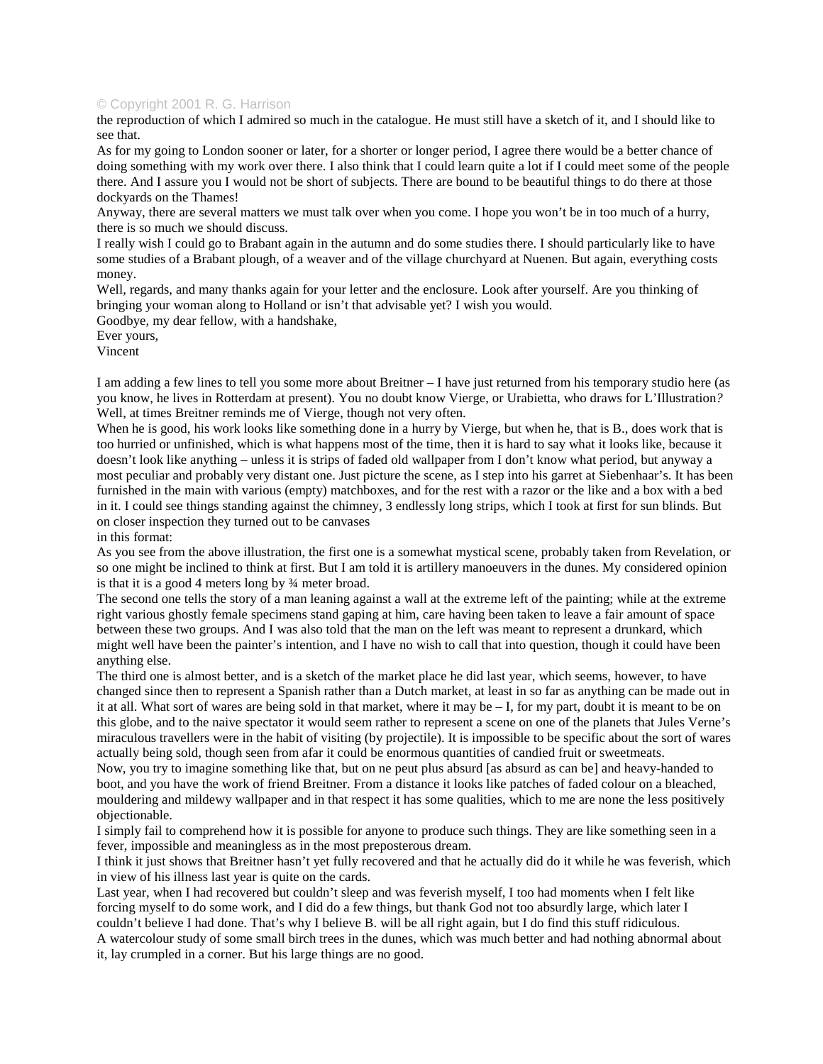the reproduction of which I admired so much in the catalogue. He must still have a sketch of it, and I should like to see that.

As for my going to London sooner or later, for a shorter or longer period, I agree there would be a better chance of doing something with my work over there. I also think that I could learn quite a lot if I could meet some of the people there. And I assure you I would not be short of subjects. There are bound to be beautiful things to do there at those dockyards on the Thames!

Anyway, there are several matters we must talk over when you come. I hope you won't be in too much of a hurry, there is so much we should discuss.

I really wish I could go to Brabant again in the autumn and do some studies there. I should particularly like to have some studies of a Brabant plough, of a weaver and of the village churchyard at Nuenen. But again, everything costs money.

Well, regards, and many thanks again for your letter and the enclosure. Look after yourself. Are you thinking of bringing your woman along to Holland or isn't that advisable yet? I wish you would.

Goodbye, my dear fellow, with a handshake,

Ever yours,

Vincent

I am adding a few lines to tell you some more about Breitner – I have just returned from his temporary studio here (as you know, he lives in Rotterdam at present). You no doubt know Vierge, or Urabietta, who draws for L'Illustration*?* Well, at times Breitner reminds me of Vierge, though not very often.

When he is good, his work looks like something done in a hurry by Vierge, but when he, that is B., does work that is too hurried or unfinished, which is what happens most of the time, then it is hard to say what it looks like, because it doesn't look like anything – unless it is strips of faded old wallpaper from I don't know what period, but anyway a most peculiar and probably very distant one. Just picture the scene, as I step into his garret at Siebenhaar's. It has been furnished in the main with various (empty) matchboxes, and for the rest with a razor or the like and a box with a bed in it. I could see things standing against the chimney, 3 endlessly long strips, which I took at first for sun blinds. But on closer inspection they turned out to be canvases

in this format:

As you see from the above illustration, the first one is a somewhat mystical scene, probably taken from Revelation, or so one might be inclined to think at first. But I am told it is artillery manoeuvers in the dunes. My considered opinion is that it is a good 4 meters long by ¾ meter broad.

The second one tells the story of a man leaning against a wall at the extreme left of the painting; while at the extreme right various ghostly female specimens stand gaping at him, care having been taken to leave a fair amount of space between these two groups. And I was also told that the man on the left was meant to represent a drunkard, which might well have been the painter's intention, and I have no wish to call that into question, though it could have been anything else.

The third one is almost better, and is a sketch of the market place he did last year, which seems, however, to have changed since then to represent a Spanish rather than a Dutch market, at least in so far as anything can be made out in it at all. What sort of wares are being sold in that market, where it may be – I, for my part, doubt it is meant to be on this globe, and to the naive spectator it would seem rather to represent a scene on one of the planets that Jules Verne's miraculous travellers were in the habit of visiting (by projectile). It is impossible to be specific about the sort of wares actually being sold, though seen from afar it could be enormous quantities of candied fruit or sweetmeats.

Now, you try to imagine something like that, but on ne peut plus absurd [as absurd as can be] and heavy-handed to boot, and you have the work of friend Breitner. From a distance it looks like patches of faded colour on a bleached, mouldering and mildewy wallpaper and in that respect it has some qualities, which to me are none the less positively objectionable.

I simply fail to comprehend how it is possible for anyone to produce such things. They are like something seen in a fever, impossible and meaningless as in the most preposterous dream.

I think it just shows that Breitner hasn't yet fully recovered and that he actually did do it while he was feverish, which in view of his illness last year is quite on the cards.

Last year, when I had recovered but couldn't sleep and was feverish myself, I too had moments when I felt like forcing myself to do some work, and I did do a few things, but thank God not too absurdly large, which later I couldn't believe I had done. That's why I believe B. will be all right again, but I do find this stuff ridiculous.

A watercolour study of some small birch trees in the dunes, which was much better and had nothing abnormal about it, lay crumpled in a corner. But his large things are no good.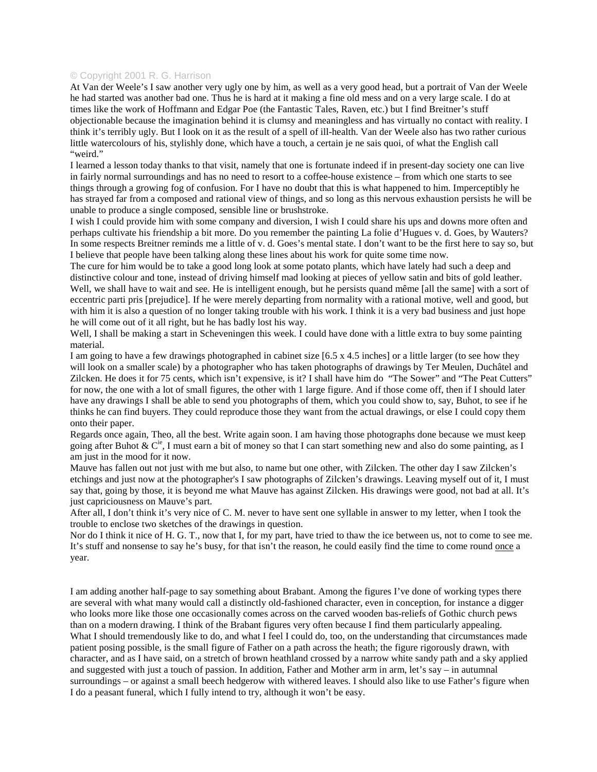© Copyright 2001 R. G. Harrison

At Van der Weele's I saw another very ugly one by him, as well as a very good head, but a portrait of Van der Weele he had started was another bad one. Thus he is hard at it making a fine old mess and on a very large scale. I do at times like the work of Hoffmann and Edgar Poe (the Fantastic Tales, Raven, etc.) but I find Breitner's stuff objectionable because the imagination behind it is clumsy and meaningless and has virtually no contact with reality. I think it's terribly ugly. But I look on it as the result of a spell of ill-health. Van der Weele also has two rather curious little watercolours of his, stylishly done, which have a touch, a certain je ne sais quoi, of what the English call "weird."

I learned a lesson today thanks to that visit, namely that one is fortunate indeed if in present-day society one can live in fairly normal surroundings and has no need to resort to a coffee-house existence – from which one starts to see things through a growing fog of confusion. For I have no doubt that this is what happened to him. Imperceptibly he has strayed far from a composed and rational view of things, and so long as this nervous exhaustion persists he will be unable to produce a single composed, sensible line or brushstroke.

I wish I could provide him with some company and diversion, I wish I could share his ups and downs more often and perhaps cultivate his friendship a bit more. Do you remember the painting La folie d'Hugues v. d. Goes, by Wauters? In some respects Breitner reminds me a little of v. d. Goes's mental state. I don't want to be the first here to say so, but I believe that people have been talking along these lines about his work for quite some time now.

The cure for him would be to take a good long look at some potato plants, which have lately had such a deep and distinctive colour and tone, instead of driving himself mad looking at pieces of yellow satin and bits of gold leather. Well, we shall have to wait and see. He is intelligent enough, but he persists quand même [all the same] with a sort of eccentric parti pris [prejudice]. If he were merely departing from normality with a rational motive, well and good, but with him it is also a question of no longer taking trouble with his work. I think it is a very bad business and just hope he will come out of it all right, but he has badly lost his way.

Well, I shall be making a start in Scheveningen this week. I could have done with a little extra to buy some painting material.

I am going to have a few drawings photographed in cabinet size [6.5 x 4.5 inches] or a little larger (to see how they will look on a smaller scale) by a photographer who has taken photographs of drawings by Ter Meulen, Duchâtel and Zilcken. He does it for 75 cents, which isn't expensive, is it? I shall have him do "The Sower" and "The Peat Cutters" for now, the one with a lot of small figures, the other with 1 large figure. And if those come off, then if I should later have any drawings I shall be able to send you photographs of them, which you could show to, say, Buhot, to see if he thinks he can find buyers. They could reproduce those they want from the actual drawings, or else I could copy them onto their paper.

Regards once again, Theo, all the best. Write again soon. I am having those photographs done because we must keep going after Buhot & C[ie], I must earn a bit of money so that I can start something new and also do some painting, as I am just in the mood for it now.

Mauve has fallen out not just with me but also, to name but one other, with Zilcken. The other day I saw Zilcken's etchings and just now at the photographer's I saw photographs of Zilcken's drawings. Leaving myself out of it, I must say that, going by those, it is beyond me what Mauve has against Zilcken. His drawings were good, not bad at all. It's just capriciousness on Mauve's part.

After all, I don't think it's very nice of C. M. never to have sent one syllable in answer to my letter, when I took the trouble to enclose two sketches of the drawings in question.

Nor do I think it nice of H. G. T., now that I, for my part, have tried to thaw the ice between us, not to come to see me. It's stuff and nonsense to say he's busy, for that isn't the reason, he could easily find the time to come round once a year.

I am adding another half-page to say something about Brabant. Among the figures I've done of working types there are several with what many would call a distinctly old-fashioned character, even in conception, for instance a digger who looks more like those one occasionally comes across on the carved wooden bas-reliefs of Gothic church pews than on a modern drawing. I think of the Brabant figures very often because I find them particularly appealing. What I should tremendously like to do, and what I feel I could do, too, on the understanding that circumstances made patient posing possible, is the small figure of Father on a path across the heath; the figure rigorously drawn, with character, and as I have said, on a stretch of brown heathland crossed by a narrow white sandy path and a sky applied and suggested with just a touch of passion. In addition, Father and Mother arm in arm, let's say – in autumnal surroundings – or against a small beech hedgerow with withered leaves. I should also like to use Father's figure when I do a peasant funeral, which I fully intend to try, although it won't be easy.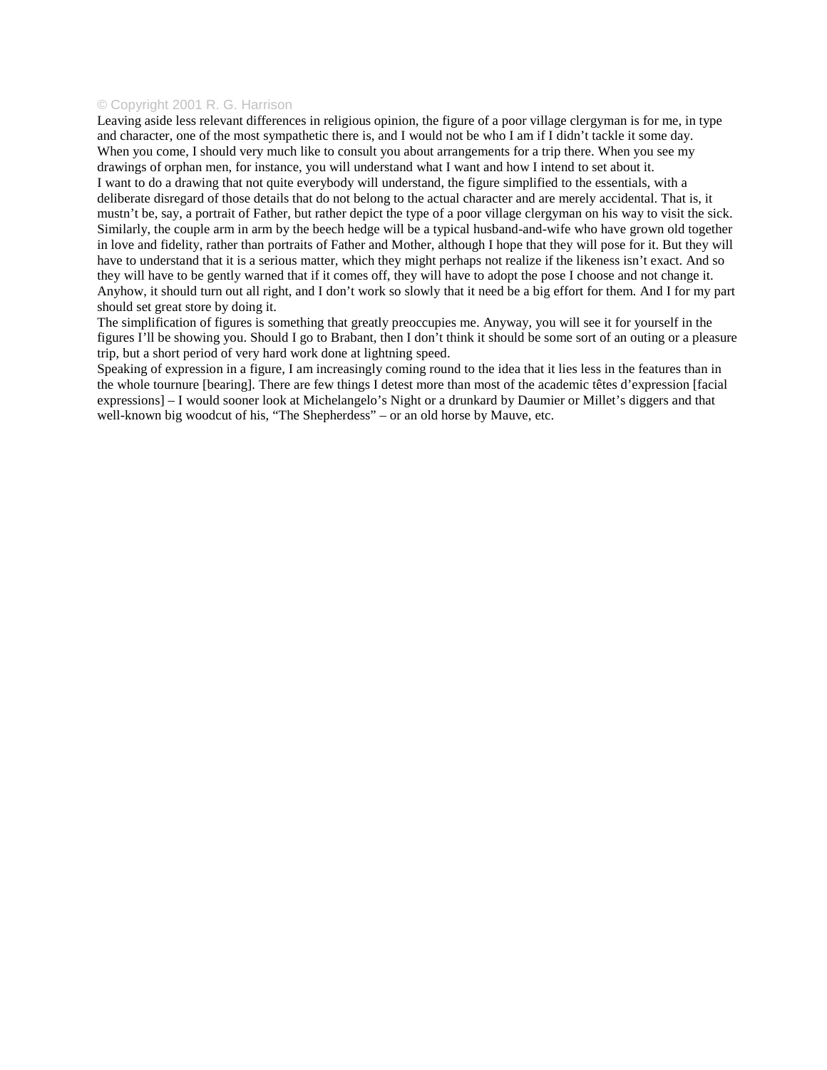© Copyright 2001 R. G. Harrison

Leaving aside less relevant differences in religious opinion, the figure of a poor village clergyman is for me, in type and character, one of the most sympathetic there is, and I would not be who I am if I didn't tackle it some day.

When you come, I should very much like to consult you about arrangements for a trip there. When you see my drawings of orphan men, for instance, you will understand what I want and how I intend to set about it.

I want to do a drawing that not quite everybody will understand, the figure simplified to the essentials, with a deliberate disregard of those details that do not belong to the actual character and are merely accidental. That is, it mustn't be, say, a portrait of Father, but rather depict the type of a poor village clergyman on his way to visit the sick. Similarly, the couple arm in arm by the beech hedge will be a typical husband-and-wife who have grown old together in love and fidelity, rather than portraits of Father and Mother, although I hope that they will pose for it. But they will have to understand that it is a serious matter, which they might perhaps not realize if the likeness isn't exact. And so they will have to be gently warned that if it comes off, they will have to adopt the pose I choose and not change it. Anyhow, it should turn out all right, and I don't work so slowly that it need be a big effort for them. And I for my part should set great store by doing it.

The simplification of figures is something that greatly preoccupies me. Anyway, you will see it for yourself in the figures I'll be showing you. Should I go to Brabant, then I don't think it should be some sort of an outing or a pleasure trip, but a short period of very hard work done at lightning speed.

Speaking of expression in a figure, I am increasingly coming round to the idea that it lies less in the features than in the whole tournure [bearing]. There are few things I detest more than most of the academic têtes d'expression [facial expressions] – I would sooner look at Michelangelo's Night or a drunkard by Daumier or Millet's diggers and that well-known big woodcut of his, "The Shepherdess" – or an old horse by Mauve, etc.